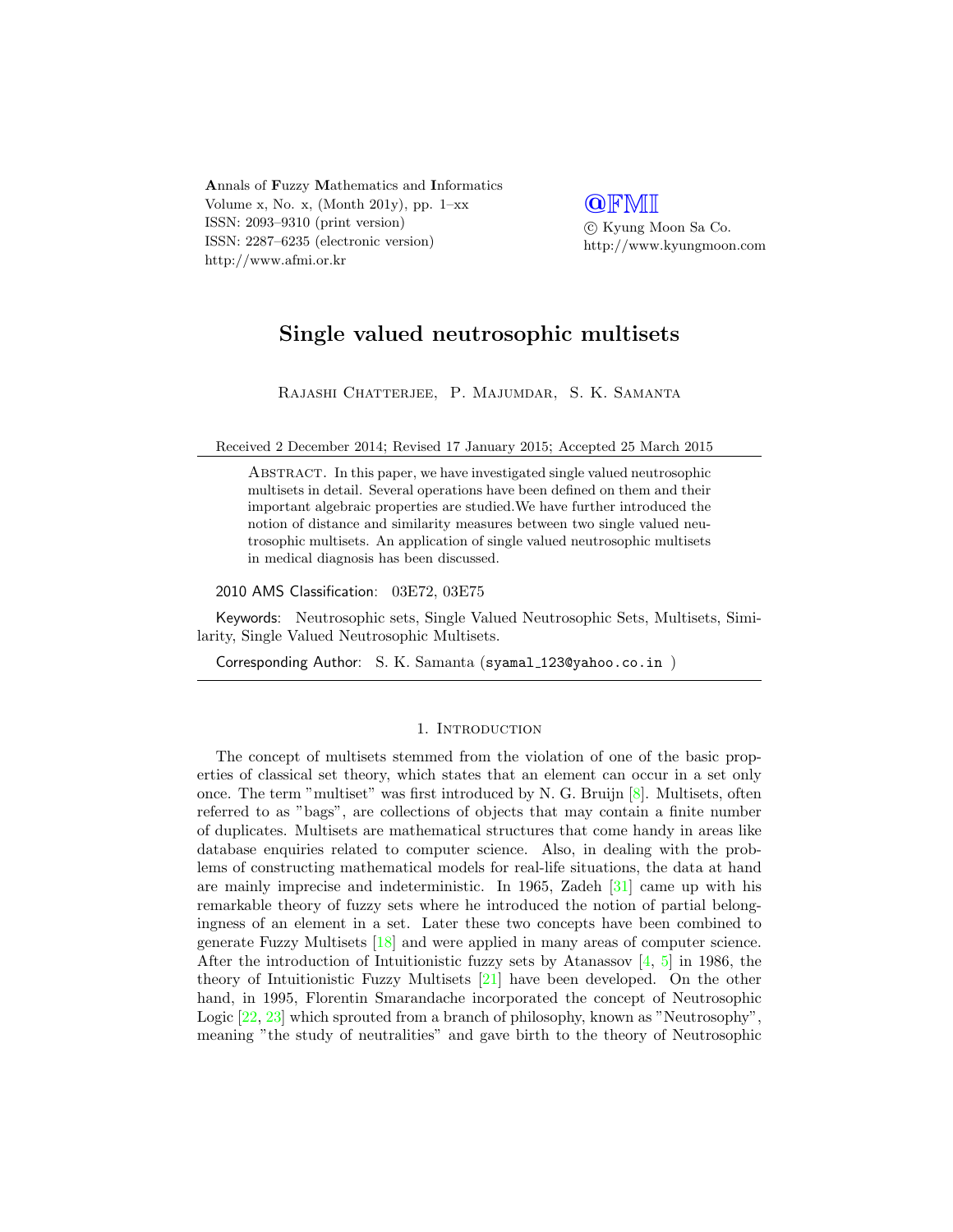# Single valued neutrosophic multisets

Rajashi Chatterjee, P. Majumdar, S. K. Samanta

Received 2 December 2014; Revised 17 January 2015; Accepted 25 March 2015

Abstract. In this paper, we have investigated single valued neutrosophic multisets in detail. Several operations have been defined on them and their important algebraic properties are studied.We have further introduced the notion of distance and similarity measures between two single valued neutrosophic multisets. An application of single valued neutrosophic multisets in medical diagnosis has been discussed.

2010 AMS Classification: 03E72, 03E75

Keywords: Neutrosophic sets, Single Valued Neutrosophic Sets, Multisets, Similarity, Single Valued Neutrosophic Multisets.

Corresponding Author: S. K. Samanta (syamal_123@yahoo.co.in )

## 1. Introduction

The concept of multisets stemmed from the violation of one of the basic properties of classical set theory, which states that an element can occur in a set only once. The term "multiset" was first introduced by N. G. Bruijn [8]. Multisets, often referred to as "bags", are collections of objects that may contain a finite number of duplicates. Multisets are mathematical structures that come handy in areas like database enquiries related to computer science. Also, in dealing with the problems of constructing mathematical models for real-life situations, the data at hand are mainly imprecise and indeterministic. In 1965, Zadeh [31] came up with his remarkable theory of fuzzy sets where he introduced the notion of partial belongingness of an element in a set. Later these two concepts have been combined to generate Fuzzy Multisets [18] and were applied in many areas of computer science. After the introduction of Intuitionistic fuzzy sets by Atanassov [4, 5] in 1986, the theory of Intuitionistic Fuzzy Multisets [21] have been developed. On the other hand, in 1995, Florentin Smarandache incorporated the concept of Neutrosophic Logic [22, 23] which sprouted from a branch of philosophy, known as "Neutrosophy", meaning "the study of neutralities" and gave birth to the theory of Neutrosophic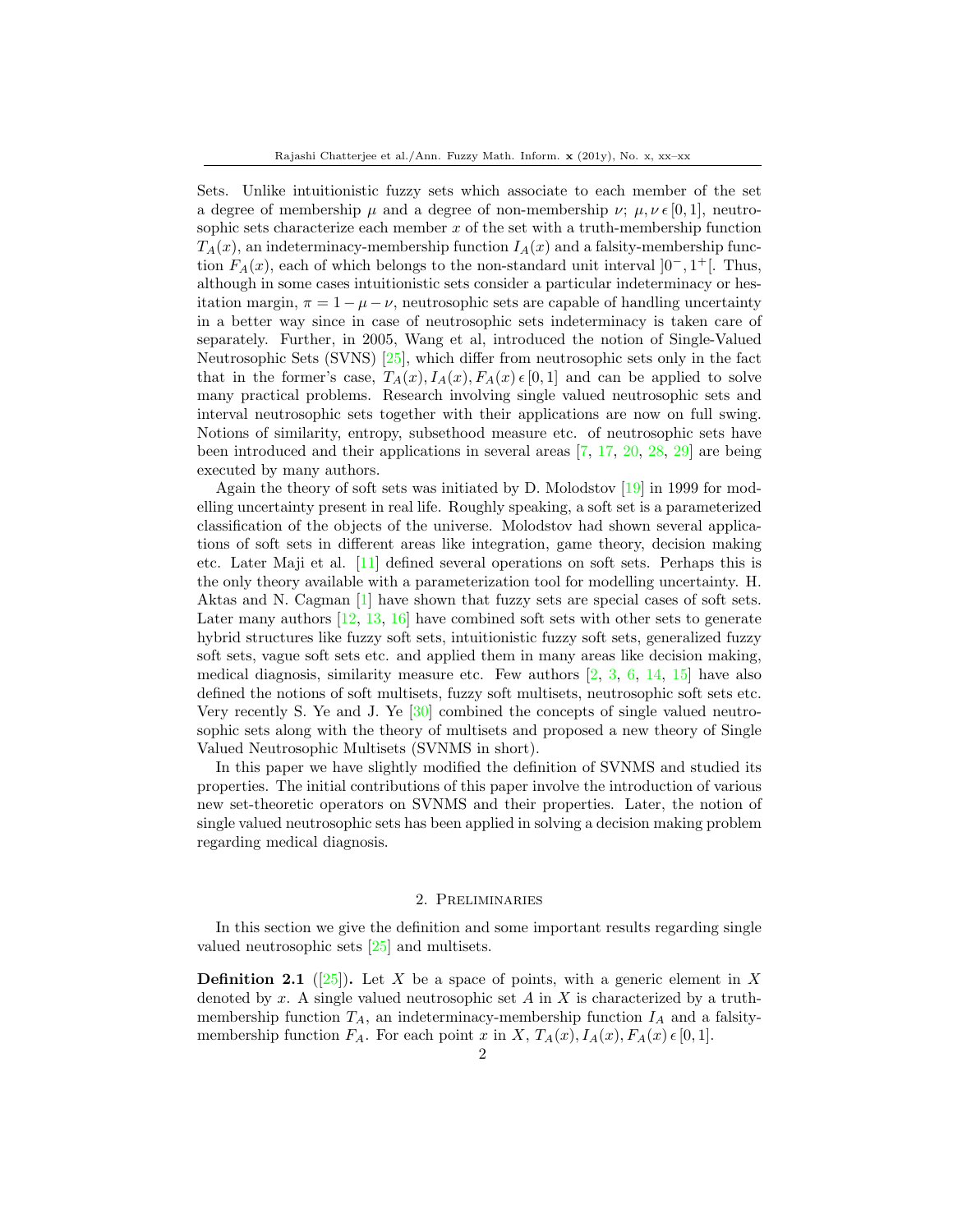Sets. Unlike intuitionistic fuzzy sets which associate to each member of the set a degree of membership $\mu$ and a degree of non-membership $\nu$; $\mu, \nu \,\epsilon\, [0,1]$, neutrosophic sets characterize each member $x$ of the set with a truth-membership function $T_A(x)$, an indeterminacy-membership function $I_A(x)$ and a falsity-membership function $F_A(x)$, each of which belongs to the non-standard unit interval $]0^-, 1^+[$. Thus, although in some cases intuitionistic sets consider a particular indeterminacy or hesitation margin, $\pi = 1 - \mu - \nu$, neutrosophic sets are capable of handling uncertainty in a better way since in case of neutrosophic sets indeterminacy is taken care of separately. Further, in 2005, Wang et al, introduced the notion of Single-Valued Neutrosophic Sets (SVNS) [25], which differ from neutrosophic sets only in the fact that in the former's case, $T_A(x), I_A(x), F_A(x) \,\epsilon\, [0,1]$ and can be applied to solve many practical problems. Research involving single valued neutrosophic sets and interval neutrosophic sets together with their applications are now on full swing. Notions of similarity, entropy, subsethood measure etc. of neutrosophic sets have been introduced and their applications in several areas [7, 17, 20, 28, 29] are being executed by many authors.

Again the theory of soft sets was initiated by D. Molodstov [19] in 1999 for modelling uncertainty present in real life. Roughly speaking, a soft set is a parameterized classification of the objects of the universe. Molodstov had shown several applications of soft sets in different areas like integration, game theory, decision making etc. Later Maji et al. [11] defined several operations on soft sets. Perhaps this is the only theory available with a parameterization tool for modelling uncertainty. H. Aktas and N. Cagman [1] have shown that fuzzy sets are special cases of soft sets. Later many authors [12, 13, 16] have combined soft sets with other sets to generate hybrid structures like fuzzy soft sets, intuitionistic fuzzy soft sets, generalized fuzzy soft sets, vague soft sets etc. and applied them in many areas like decision making, medical diagnosis, similarity measure etc. Few authors [2, 3, 6, 14, 15] have also defined the notions of soft multisets, fuzzy soft multisets, neutrosophic soft sets etc. Very recently S. Ye and J. Ye [30] combined the concepts of single valued neutrosophic sets along with the theory of multisets and proposed a new theory of Single Valued Neutrosophic Multisets (SVNMS in short).

In this paper we have slightly modified the definition of SVNMS and studied its properties. The initial contributions of this paper involve the introduction of various new set-theoretic operators on SVNMS and their properties. Later, the notion of single valued neutrosophic sets has been applied in solving a decision making problem regarding medical diagnosis.

## 2. Preliminaries

In this section we give the definition and some important results regarding single valued neutrosophic sets [25] and multisets.

**Definition 2.1** ([25])**.** Let $X$ be a space of points, with a generic element in $X$ denoted by $x$. A single valued neutrosophic set $A$ in $X$ is characterized by a truth-membership function $T_A$, an indeterminacy-membership function $I_A$ and a falsity-membership function $F_A$. For each point $x$ in $X$, $T_A(x), I_A(x), F_A(x) \,\epsilon\, [0,1]$.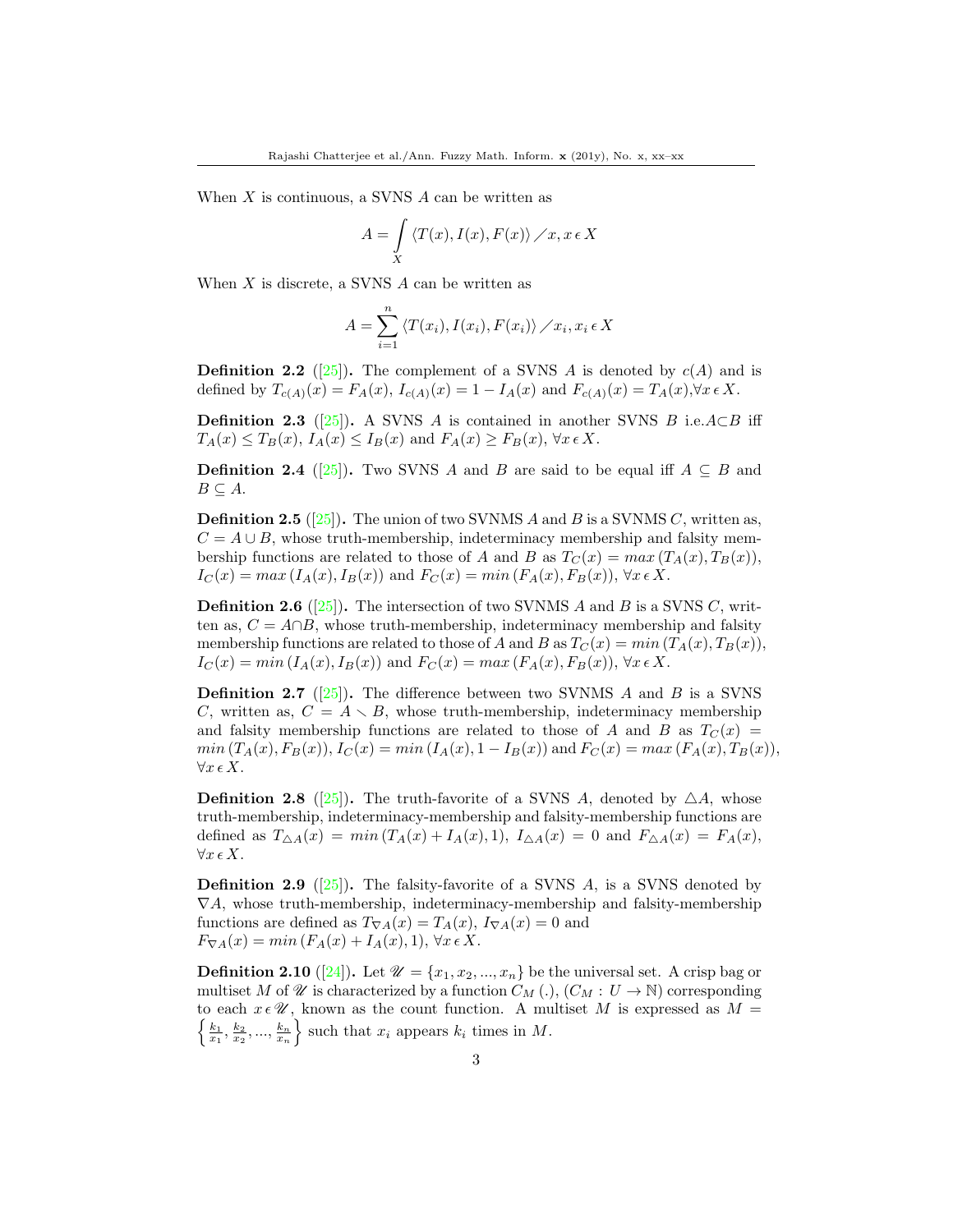When $X$ is continuous, a SVNS $A$ can be written as

$$A = \int_X \langle T(x), I(x), F(x) \rangle \diagup x, x \in X$$

When $X$ is discrete, a SVNS $A$ can be written as

$$A = \sum_{i=1}^{n} \langle T(x_i), I(x_i), F(x_i) \rangle \diagup x_i, x_i \in X$$

**Definition 2.2** ([25]). The complement of a SVNS $A$ is denoted by $c(A)$ and is defined by $T_{c(A)}(x) = F_A(x)$, $I_{c(A)}(x) = 1 - I_A(x)$ and $F_{c(A)}(x) = T_A(x), \forall x \in X$.

**Definition 2.3** ([25]). A SVNS $A$ is contained in another SVNS $B$ i.e.$A \subset B$ iff $T_A(x) \leq T_B(x)$, $I_A(x) \leq I_B(x)$ and $F_A(x) \geq F_B(x)$, $\forall x \in X$.

**Definition 2.4** ([25]). Two SVNS $A$ and $B$ are said to be equal iff $A \subseteq B$ and $B \subseteq A$.

**Definition 2.5** ([25]). The union of two SVNMS $A$ and $B$ is a SVNMS $C$, written as, $C = A \cup B$, whose truth-membership, indeterminacy membership and falsity membership functions are related to those of $A$ and $B$ as $T_C(x) = max\,(T_A(x), T_B(x))$, $I_C(x) = max\,(I_A(x), I_B(x))$ and $F_C(x) = min\,(F_A(x), F_B(x))$, $\forall x \in X$.

**Definition 2.6** ([25]). The intersection of two SVNMS $A$ and $B$ is a SVNS $C$, written as, $C = A \cap B$, whose truth-membership, indeterminacy membership and falsity membership functions are related to those of $A$ and $B$ as $T_C(x) = min\,(T_A(x), T_B(x))$, $I_C(x) = min\,(I_A(x), I_B(x))$ and $F_C(x) = max\,(F_A(x), F_B(x))$, $\forall x \in X$.

**Definition 2.7** ([25]). The difference between two SVNMS $A$ and $B$ is a SVNS $C$, written as, $C = A \smallsetminus B$, whose truth-membership, indeterminacy membership and falsity membership functions are related to those of $A$ and $B$ as $T_C(x) = min\,(T_A(x), F_B(x))$, $I_C(x) = min\,(I_A(x), 1 - I_B(x))$ and $F_C(x) = max\,(F_A(x), T_B(x))$, $\forall x \in X$.

**Definition 2.8** ([25]). The truth-favorite of a SVNS $A$, denoted by $\triangle A$, whose truth-membership, indeterminacy-membership and falsity-membership functions are defined as $T_{\triangle A}(x) = min\,(T_A(x) + I_A(x), 1)$, $I_{\triangle A}(x) = 0$ and $F_{\triangle A}(x) = F_A(x)$, $\forall x \in X$.

**Definition 2.9** ([25]). The falsity-favorite of a SVNS $A$, is a SVNS denoted by $\nabla A$, whose truth-membership, indeterminacy-membership and falsity-membership functions are defined as $T_{\nabla A}(x) = T_A(x)$, $I_{\nabla A}(x) = 0$ and $F_{\nabla A}(x) = min\,(F_A(x) + I_A(x), 1)$, $\forall x \in X$.

**Definition 2.10** ([24]). Let $\mathscr{U} = \{x_1, x_2, ..., x_n\}$ be the universal set. A crisp bag or multiset $M$ of $\mathscr{U}$ is characterized by a function $C_M\,(.)$, $(C_M : U \to \mathbb{N})$ corresponding to each $x \in \mathscr{U}$, known as the count function. A multiset $M$ is expressed as $M = \left\{ \frac{k_1}{x_1}, \frac{k_2}{x_2}, ..., \frac{k_n}{x_n} \right\}$ such that $x_i$ appears $k_i$ times in $M$.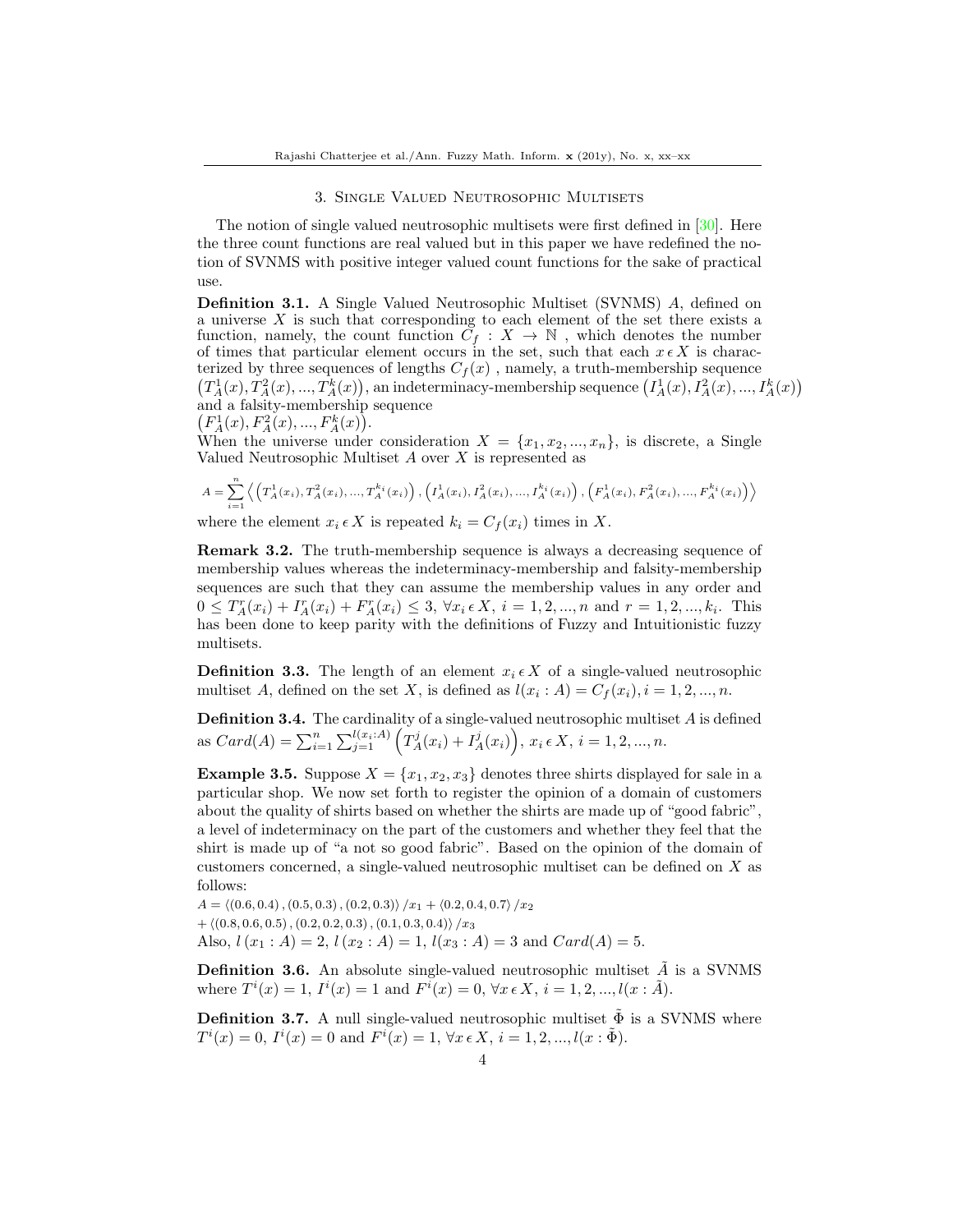## 3. Single Valued Neutrosophic Multisets

The notion of single valued neutrosophic multisets were first defined in [30]. Here the three count functions are real valued but in this paper we have redefined the notion of SVNMS with positive integer valued count functions for the sake of practical use.

**Definition 3.1.** A Single Valued Neutrosophic Multiset (SVNMS) $A$, defined on a universe $X$ is such that corresponding to each element of the set there exists a function, namely, the count function $C_f : X \to \mathbb{N}$ , which denotes the number of times that particular element occurs in the set, such that each $x \,\epsilon\, X$ is characterized by three sequences of lengths $C_f(x)$ , namely, a truth-membership sequence $\left(T_A^1(x), T_A^2(x), ..., T_A^k(x)\right)$, an indeterminacy-membership sequence $\left(I_A^1(x), I_A^2(x), ..., I_A^k(x)\right)$ and a falsity-membership sequence
$\left(F_A^1(x), F_A^2(x), ..., F_A^k(x)\right)$.
When the universe under consideration $X = \{x_1, x_2, ..., x_n\}$, is discrete, a Single Valued Neutrosophic Multiset $A$ over $X$ is represented as

$$A = \sum_{i=1}^{n} \left\langle \left(T_A^1(x_i), T_A^2(x_i), ..., T_A^{k_i}(x_i)\right), \left(I_A^1(x_i), I_A^2(x_i), ..., I_A^{k_i}(x_i)\right), \left(F_A^1(x_i), F_A^2(x_i), ..., F_A^{k_i}(x_i)\right) \right\rangle$$

where the element $x_i \,\epsilon\, X$ is repeated $k_i = C_f(x_i)$ times in $X$.

**Remark 3.2.** The truth-membership sequence is always a decreasing sequence of membership values whereas the indeterminacy-membership and falsity-membership sequences are such that they can assume the membership values in any order and $0 \leq T_A^r(x_i) + I_A^r(x_i) + F_A^r(x_i) \leq 3$, $\forall x_i \,\epsilon\, X$, $i = 1, 2, ..., n$ and $r = 1, 2, ..., k_i$. This has been done to keep parity with the definitions of Fuzzy and Intuitionistic fuzzy multisets.

**Definition 3.3.** The length of an element $x_i \,\epsilon\, X$ of a single-valued neutrosophic multiset $A$, defined on the set $X$, is defined as $l(x_i : A) = C_f(x_i), i = 1, 2, ..., n$.

**Definition 3.4.** The cardinality of a single-valued neutrosophic multiset $A$ is defined as $Card(A) = \sum_{i=1}^{n} \sum_{j=1}^{l(x_i:A)} \left(T_A^j(x_i) + I_A^j(x_i)\right)$, $x_i \,\epsilon\, X$, $i = 1, 2, ..., n$.

**Example 3.5.** Suppose $X = \{x_1, x_2, x_3\}$ denotes three shirts displayed for sale in a particular shop. We now set forth to register the opinion of a domain of customers about the quality of shirts based on whether the shirts are made up of "good fabric", a level of indeterminacy on the part of the customers and whether they feel that the shirt is made up of "a not so good fabric". Based on the opinion of the domain of customers concerned, a single-valued neutrosophic multiset can be defined on $X$ as follows:
$A = \langle (0.6, 0.4), (0.5, 0.3), (0.2, 0.3) \rangle / x_1 + \langle 0.2, 0.4, 0.7 \rangle / x_2$
$+ \langle (0.8, 0.6, 0.5), (0.2, 0.2, 0.3), (0.1, 0.3, 0.4) \rangle / x_3$
Also, $l(x_1 : A) = 2$, $l(x_2 : A) = 1$, $l(x_3 : A) = 3$ and $Card(A) = 5$.

**Definition 3.6.** An absolute single-valued neutrosophic multiset $\tilde{A}$ is a SVNMS where $T^i(x) = 1$, $I^i(x) = 1$ and $F^i(x) = 0$, $\forall x \,\epsilon\, X$, $i = 1, 2, ..., l(x : \tilde{A})$.

**Definition 3.7.** A null single-valued neutrosophic multiset $\tilde{\Phi}$ is a SVNMS where $T^i(x) = 0$, $I^i(x) = 0$ and $F^i(x) = 1$, $\forall x \,\epsilon\, X$, $i = 1, 2, ..., l(x : \tilde{\Phi})$.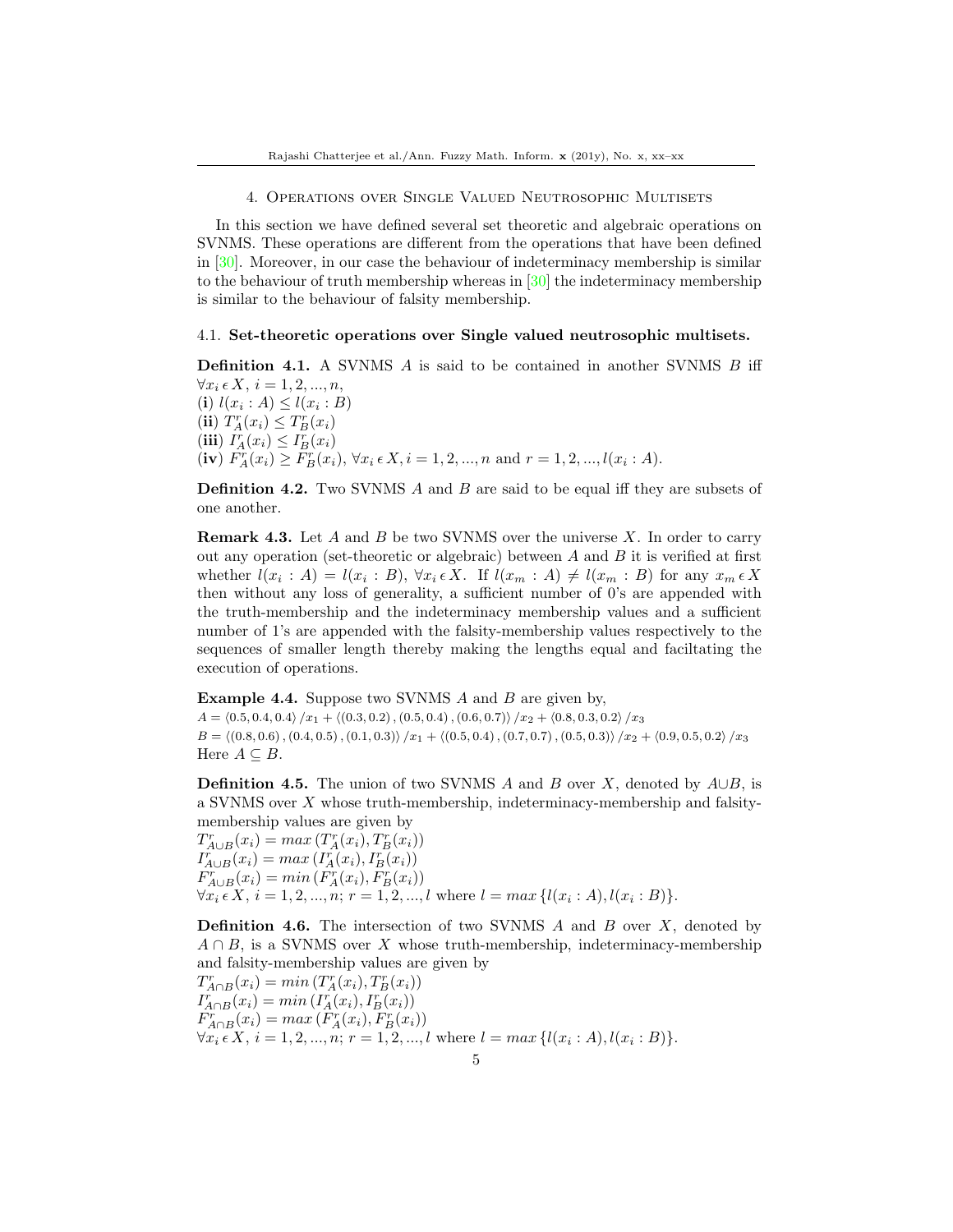## 4. Operations over Single Valued Neutrosophic Multisets

In this section we have defined several set theoretic and algebraic operations on SVNMS. These operations are different from the operations that have been defined in [30]. Moreover, in our case the behaviour of indeterminacy membership is similar to the behaviour of truth membership whereas in [30] the indeterminacy membership is similar to the behaviour of falsity membership.

### 4.1. Set-theoretic operations over Single valued neutrosophic multisets.

**Definition 4.1.** A SVNMS $A$ is said to be contained in another SVNMS $B$ iff $\forall x_i \,\epsilon\, X,\ i = 1, 2, ..., n,$
(**i**) $l(x_i : A) \leq l(x_i : B)$
(**ii**) $T_A^r(x_i) \leq T_B^r(x_i)$
(**iii**) $I_A^r(x_i) \leq I_B^r(x_i)$
(**iv**) $F_A^r(x_i) \geq F_B^r(x_i)$, $\forall x_i \,\epsilon\, X, i = 1, 2, ..., n$ and $r = 1, 2, ..., l(x_i : A)$.

**Definition 4.2.** Two SVNMS $A$ and $B$ are said to be equal iff they are subsets of one another.

**Remark 4.3.** Let $A$ and $B$ be two SVNMS over the universe $X$. In order to carry out any operation (set-theoretic or algebraic) between $A$ and $B$ it is verified at first whether $l(x_i : A) = l(x_i : B)$, $\forall x_i \,\epsilon\, X$. If $l(x_m : A) \neq l(x_m : B)$ for any $x_m \,\epsilon\, X$ then without any loss of generality, a sufficient number of 0's are appended with the truth-membership and the indeterminacy membership values and a sufficient number of 1's are appended with the falsity-membership values respectively to the sequences of smaller length thereby making the lengths equal and faciltating the execution of operations.

**Example 4.4.** Suppose two SVNMS $A$ and $B$ are given by,
$A = \langle 0.5, 0.4, 0.4\rangle /x_1 + \langle (0.3, 0.2), (0.5, 0.4), (0.6, 0.7)\rangle /x_2 + \langle 0.8, 0.3, 0.2\rangle /x_3$
$B = \langle (0.8, 0.6), (0.4, 0.5), (0.1, 0.3)\rangle /x_1 + \langle (0.5, 0.4), (0.7, 0.7), (0.5, 0.3)\rangle /x_2 + \langle 0.9, 0.5, 0.2\rangle /x_3$
Here $A \subseteq B$.

**Definition 4.5.** The union of two SVNMS $A$ and $B$ over $X$, denoted by $A \cup B$, is a SVNMS over $X$ whose truth-membership, indeterminacy-membership and falsity-membership values are given by
$T_{A\cup B}^r(x_i) = max\,(T_A^r(x_i), T_B^r(x_i))$
$I_{A\cup B}^r(x_i) = max\,(I_A^r(x_i), I_B^r(x_i))$
$F_{A\cup B}^r(x_i) = min\,(F_A^r(x_i), F_B^r(x_i))$
$\forall x_i \,\epsilon\, X,\ i = 1, 2, ..., n;\ r = 1, 2, ..., l$ where $l = max\,\{l(x_i : A), l(x_i : B)\}$.

**Definition 4.6.** The intersection of two SVNMS $A$ and $B$ over $X$, denoted by $A \cap B$, is a SVNMS over $X$ whose truth-membership, indeterminacy-membership and falsity-membership values are given by
$T_{A\cap B}^r(x_i) = min\,(T_A^r(x_i), T_B^r(x_i))$
$I_{A\cap B}^r(x_i) = min\,(I_A^r(x_i), I_B^r(x_i))$
$F_{A\cap B}^r(x_i) = max\,(F_A^r(x_i), F_B^r(x_i))$
$\forall x_i \,\epsilon\, X,\ i = 1, 2, ..., n;\ r = 1, 2, ..., l$ where $l = max\,\{l(x_i : A), l(x_i : B)\}$.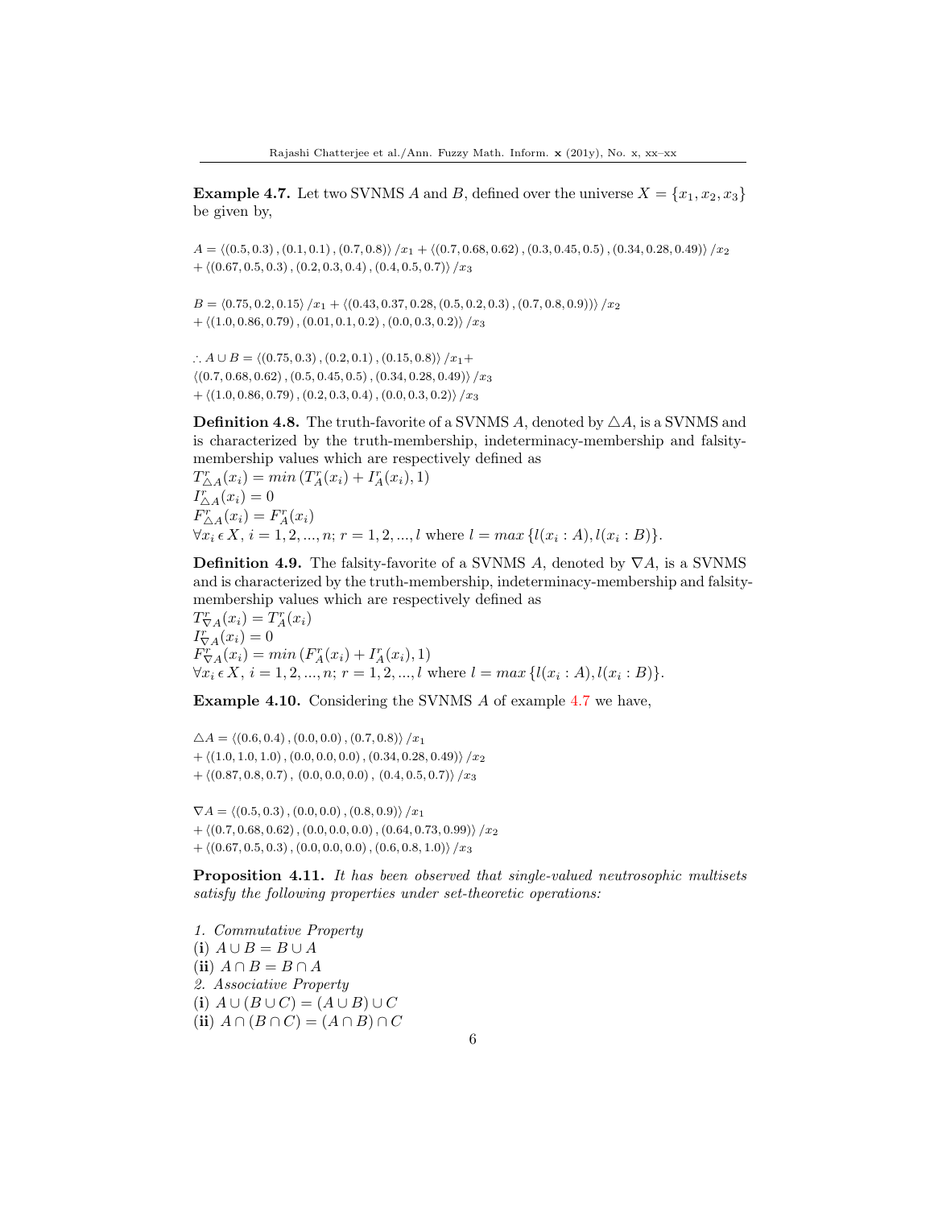**Example 4.7.** Let two SVNMS $A$ and $B$, defined over the universe $X = \{x_1, x_2, x_3\}$ be given by,

$A = \langle (0.5, 0.3), (0.1, 0.1), (0.7, 0.8) \rangle /x_1 + \langle (0.7, 0.68, 0.62), (0.3, 0.45, 0.5), (0.34, 0.28, 0.49) \rangle /x_2$
$+ \langle (0.67, 0.5, 0.3), (0.2, 0.3, 0.4), (0.4, 0.5, 0.7) \rangle /x_3$

$B = \langle 0.75, 0.2, 0.15 \rangle /x_1 + \langle (0.43, 0.37, 0.28, (0.5, 0.2, 0.3), (0.7, 0.8, 0.9)) \rangle /x_2$
$+ \langle (1.0, 0.86, 0.79), (0.01, 0.1, 0.2), (0.0, 0.3, 0.2) \rangle /x_3$

$\therefore A \cup B = \langle (0.75, 0.3), (0.2, 0.1), (0.15, 0.8) \rangle /x_1 +$
$\langle (0.7, 0.68, 0.62), (0.5, 0.45, 0.5), (0.34, 0.28, 0.49) \rangle /x_3$
$+ \langle (1.0, 0.86, 0.79), (0.2, 0.3, 0.4), (0.0, 0.3, 0.2) \rangle /x_3$

**Definition 4.8.** The truth-favorite of a SVNMS $A$, denoted by $\triangle A$, is a SVNMS and is characterized by the truth-membership, indeterminacy-membership and falsity-membership values which are respectively defined as
$T^r_{\triangle A}(x_i) = min\,(T^r_A(x_i) + I^r_A(x_i), 1)$
$I^r_{\triangle A}(x_i) = 0$
$F^r_{\triangle A}(x_i) = F^r_A(x_i)$
$\forall x_i \,\epsilon\, X,\ i = 1, 2, ..., n;\ r = 1, 2, ..., l$ where $l = max\,\{l(x_i : A), l(x_i : B)\}$.

**Definition 4.9.** The falsity-favorite of a SVNMS $A$, denoted by $\nabla A$, is a SVNMS and is characterized by the truth-membership, indeterminacy-membership and falsity-membership values which are respectively defined as
$T^r_{\nabla A}(x_i) = T^r_A(x_i)$
$I^r_{\nabla A}(x_i) = 0$
$F^r_{\nabla A}(x_i) = min\,(F^r_A(x_i) + I^r_A(x_i), 1)$
$\forall x_i \,\epsilon\, X,\ i = 1, 2, ..., n;\ r = 1, 2, ..., l$ where $l = max\,\{l(x_i : A), l(x_i : B)\}$.

**Example 4.10.** Considering the SVNMS $A$ of example 4.7 we have,

$\triangle A = \langle (0.6, 0.4), (0.0, 0.0), (0.7, 0.8) \rangle /x_1$
$+ \langle (1.0, 1.0, 1.0), (0.0, 0.0, 0.0), (0.34, 0.28, 0.49) \rangle /x_2$
$+ \langle (0.87, 0.8, 0.7),\ (0.0, 0.0, 0.0),\ (0.4, 0.5, 0.7) \rangle /x_3$

$\nabla A = \langle (0.5, 0.3), (0.0, 0.0), (0.8, 0.9) \rangle /x_1$
$+ \langle (0.7, 0.68, 0.62), (0.0, 0.0, 0.0), (0.64, 0.73, 0.99) \rangle /x_2$
$+ \langle (0.67, 0.5, 0.3), (0.0, 0.0, 0.0), (0.6, 0.8, 1.0) \rangle /x_3$

**Proposition 4.11.** *It has been observed that single-valued neutrosophic multisets satisfy the following properties under set-theoretic operations:*

*1. Commutative Property*
**(i)** $A \cup B = B \cup A$
**(ii)** $A \cap B = B \cap A$
*2. Associative Property*
**(i)** $A \cup (B \cup C) = (A \cup B) \cup C$
**(ii)** $A \cap (B \cap C) = (A \cap B) \cap C$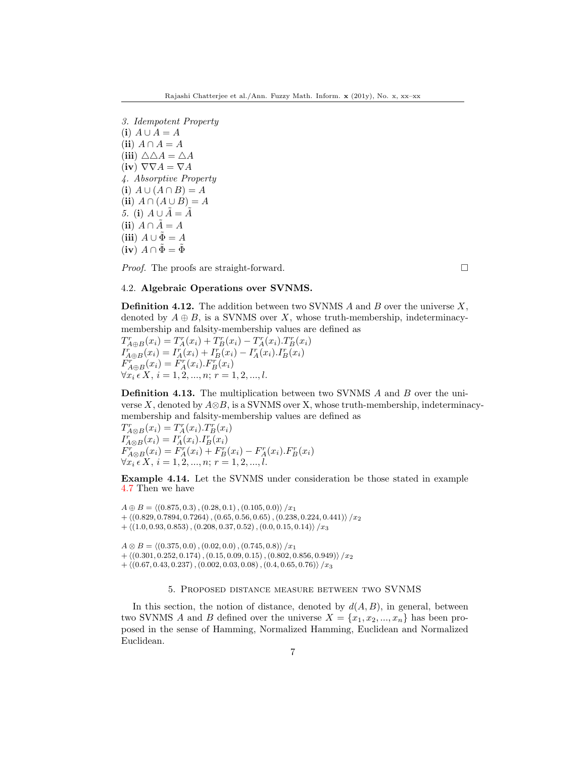*3. Idempotent Property*
(**i**) $A \cup A = A$
(**ii**) $A \cap A = A$
(**iii**) $\triangle\triangle A = \triangle A$
(**iv**) $\nabla\nabla A = \nabla A$
*4. Absorptive Property*
(**i**) $A \cup (A \cap B) = A$
(**ii**) $A \cap (A \cup B) = A$
*5.* (**i**) $A \cup \tilde{A} = \tilde{A}$
(**ii**) $A \cap \tilde{A} = A$
(**iii**) $A \cup \tilde{\Phi} = A$
(**iv**) $A \cap \tilde{\Phi} = \tilde{\Phi}$

*Proof.* The proofs are straight-forward. □

4.2. **Algebraic Operations over SVNMS.**

**Definition 4.12.** The addition between two SVNMS $A$ and $B$ over the universe $X$, denoted by $A \oplus B$, is a SVNMS over $X$, whose truth-membership, indeterminacy-membership and falsity-membership values are defined as
$T^r_{A\oplus B}(x_i) = T^r_A(x_i) + T^r_B(x_i) - T^r_A(x_i).T^r_B(x_i)$
$I^r_{A\oplus B}(x_i) = I^r_A(x_i) + I^r_B(x_i) - I^r_A(x_i).I^r_B(x_i)$
$F^r_{A\oplus B}(x_i) = F^r_A(x_i).F^r_B(x_i)$
$\forall x_i \,\epsilon\, X,\ i = 1, 2, ..., n;\ r = 1, 2, ..., l.$

**Definition 4.13.** The multiplication between two SVNMS $A$ and $B$ over the universe $X$, denoted by $A \otimes B$, is a SVNMS over X, whose truth-membership, indeterminacy-membership and falsity-membership values are defined as
$T^r_{A\otimes B}(x_i) = T^r_A(x_i).T^r_B(x_i)$
$I^r_{A\otimes B}(x_i) = I^r_A(x_i).I^r_B(x_i)$
$F^r_{A\otimes B}(x_i) = F^r_A(x_i) + F^r_B(x_i) - F^r_A(x_i).F^r_B(x_i)$
$\forall x_i \,\epsilon\, X,\ i = 1, 2, ..., n;\ r = 1, 2, ..., l.$

**Example 4.14.** Let the SVNMS under consideration be those stated in example 4.7 Then we have

$A \oplus B = \langle (0.875, 0.3), (0.28, 0.1), (0.105, 0.0) \rangle / x_1$
$+ \langle (0.829, 0.7894, 0.7264), (0.65, 0.56, 0.65), (0.238, 0.224, 0.441) \rangle / x_2$
$+ \langle (1.0, 0.93, 0.853), (0.208, 0.37, 0.52), (0.0, 0.15, 0.14) \rangle / x_3$

$A \otimes B = \langle (0.375, 0.0), (0.02, 0.0), (0.745, 0.8) \rangle / x_1$
$+ \langle (0.301, 0.252, 0.174), (0.15, 0.09, 0.15), (0.802, 0.856, 0.949) \rangle / x_2$
$+ \langle (0.67, 0.43, 0.237), (0.002, 0.03, 0.08), (0.4, 0.65, 0.76) \rangle / x_3$

## 5. Proposed distance measure between two SVNMS

In this section, the notion of distance, denoted by $d(A, B)$, in general, between two SVNMS $A$ and $B$ defined over the universe $X = \{x_1, x_2, ..., x_n\}$ has been proposed in the sense of Hamming, Normalized Hamming, Euclidean and Normalized Euclidean.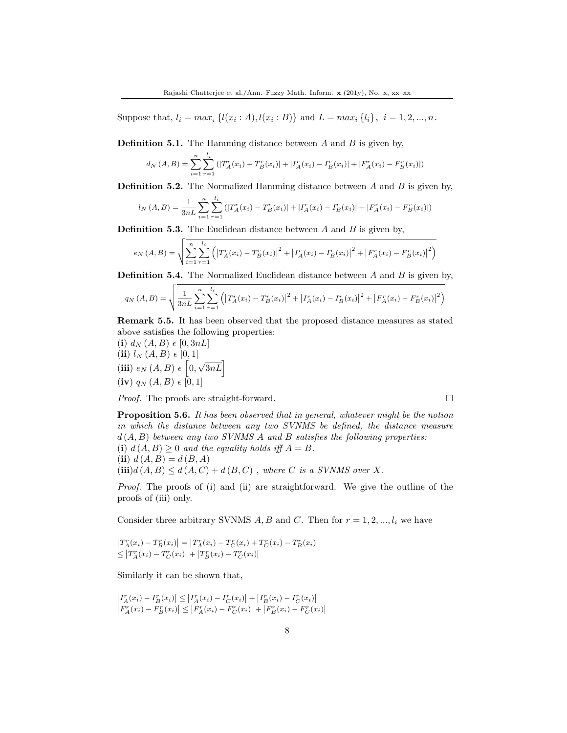Suppose that, $l_i = max_i \{l(x_i : A), l(x_i : B)\}$ and $L = max_i \{l_i\}$, $i = 1, 2, ..., n$.

**Definition 5.1.** The Hamming distance between $A$ and $B$ is given by,

$$d_N(A, B) = \sum_{i=1}^{n}\sum_{r=1}^{l_i}\left(|T_A^r(x_i) - T_B^r(x_i)| + |I_A^r(x_i) - I_B^r(x_i)| + |F_A^r(x_i) - F_B^r(x_i)|\right)$$

**Definition 5.2.** The Normalized Hamming distance between $A$ and $B$ is given by,

$$l_N(A, B) = \frac{1}{3nL}\sum_{i=1}^{n}\sum_{r=1}^{l_i}\left(|T_A^r(x_i) - T_B^r(x_i)| + |I_A^r(x_i) - I_B^r(x_i)| + |F_A^r(x_i) - F_B^r(x_i)|\right)$$

**Definition 5.3.** The Euclidean distance between $A$ and $B$ is given by,

$$e_N(A, B) = \sqrt{\sum_{i=1}^{n}\sum_{r=1}^{l_i}\left(\left|T_A^r(x_i) - T_B^r(x_i)\right|^2 + \left|I_A^r(x_i) - I_B^r(x_i)\right|^2 + \left|F_A^r(x_i) - F_B^r(x_i)\right|^2\right)}$$

**Definition 5.4.** The Normalized Euclidean distance between $A$ and $B$ is given by,

$$q_N(A, B) = \sqrt{\frac{1}{3nL}\sum_{i=1}^{n}\sum_{r=1}^{l_i}\left(\left|T_A^r(x_i) - T_B^r(x_i)\right|^2 + \left|I_A^r(x_i) - I_B^r(x_i)\right|^2 + \left|F_A^r(x_i) - F_B^r(x_i)\right|^2\right)}$$

**Remark 5.5.** It has been observed that the proposed distance measures as stated above satisfies the following properties:

(**i**) $d_N(A, B)\ \epsilon\ [0, 3nL]$
(**ii**) $l_N(A, B)\ \epsilon\ [0, 1]$
(**iii**) $e_N(A, B)\ \epsilon\ \left[0, \sqrt{3nL}\right]$
(**iv**) $q_N(A, B)\ \epsilon\ [0, 1]$

*Proof.* The proofs are straight-forward. □

**Proposition 5.6.** *It has been observed that in general, whatever might be the notion in which the distance between any two SVNMS be defined, the distance measure $d(A, B)$ between any two SVNMS $A$ and $B$ satisfies the following properties:*
(**i**) $d(A, B) \geq 0$ *and the equality holds iff* $A = B$.
(**ii**) $d(A, B) = d(B, A)$
(**iii**)$d(A, B) \leq d(A, C) + d(B, C)$ *, where $C$ is a SVNMS over $X$.*

*Proof.* The proofs of (i) and (ii) are straightforward. We give the outline of the proofs of (iii) only.

Consider three arbitrary SVNMS $A, B$ and $C$. Then for $r = 1, 2, ..., l_i$ we have

$$\left|T_A^r(x_i) - T_B^r(x_i)\right| = \left|T_A^r(x_i) - T_C^r(x_i) + T_C^r(x_i) - T_B^r(x_i)\right|$$
$$\leq \left|T_A^r(x_i) - T_C^r(x_i)\right| + \left|T_B^r(x_i) - T_C^r(x_i)\right|$$

Similarly it can be shown that,

$$\left|I_A^r(x_i) - I_B^r(x_i)\right| \leq \left|I_A^r(x_i) - I_C^r(x_i)\right| + \left|I_B^r(x_i) - I_C^r(x_i)\right|$$
$$\left|F_A^r(x_i) - F_B^r(x_i)\right| \leq \left|F_A^r(x_i) - F_C^r(x_i)\right| + \left|F_B^r(x_i) - F_C^r(x_i)\right|$$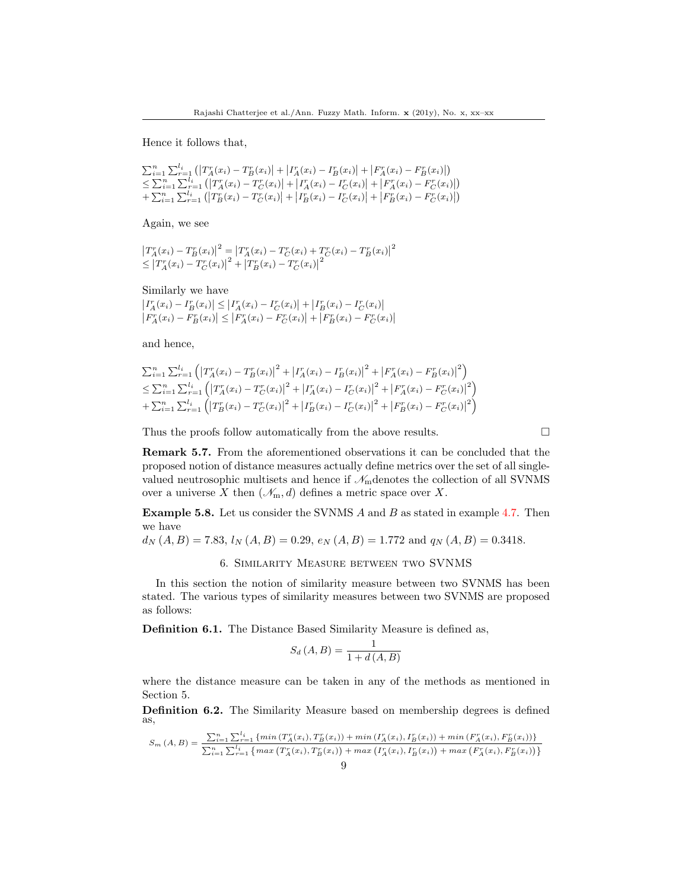Hence it follows that,

$$
\begin{aligned}
&\sum_{i=1}^{n}\sum_{r=1}^{l_i}\left(\left|T_A^r(x_i)-T_B^r(x_i)\right|+\left|I_A^r(x_i)-I_B^r(x_i)\right|+\left|F_A^r(x_i)-F_B^r(x_i)\right|\right)\\
&\leq \sum_{i=1}^{n}\sum_{r=1}^{l_i}\left(\left|T_A^r(x_i)-T_C^r(x_i)\right|+\left|I_A^r(x_i)-I_C^r(x_i)\right|+\left|F_A^r(x_i)-F_C^r(x_i)\right|\right)\\
&+\sum_{i=1}^{n}\sum_{r=1}^{l_i}\left(\left|T_B^r(x_i)-T_C^r(x_i)\right|+\left|I_B^r(x_i)-I_C^r(x_i)\right|+\left|F_B^r(x_i)-F_C^r(x_i)\right|\right)
\end{aligned}
$$

Again, we see

$$
\begin{aligned}
&\left|T_A^r(x_i)-T_B^r(x_i)\right|^2=\left|T_A^r(x_i)-T_C^r(x_i)+T_C^r(x_i)-T_B^r(x_i)\right|^2\\
&\leq \left|T_A^r(x_i)-T_C^r(x_i)\right|^2+\left|T_B^r(x_i)-T_C^r(x_i)\right|^2
\end{aligned}
$$

Similarly we have

$$
\begin{aligned}
&\left|I_A^r(x_i)-I_B^r(x_i)\right|\leq\left|I_A^r(x_i)-I_C^r(x_i)\right|+\left|I_B^r(x_i)-I_C^r(x_i)\right|\\
&\left|F_A^r(x_i)-F_B^r(x_i)\right|\leq\left|F_A^r(x_i)-F_C^r(x_i)\right|+\left|F_B^r(x_i)-F_C^r(x_i)\right|
\end{aligned}
$$

and hence,

$$
\begin{aligned}
&\sum_{i=1}^{n}\sum_{r=1}^{l_i}\left(\left|T_A^r(x_i)-T_B^r(x_i)\right|^2+\left|I_A^r(x_i)-I_B^r(x_i)\right|^2+\left|F_A^r(x_i)-F_B^r(x_i)\right|^2\right)\\
&\leq \sum_{i=1}^{n}\sum_{r=1}^{l_i}\left(\left|T_A^r(x_i)-T_C^r(x_i)\right|^2+\left|I_A^r(x_i)-I_C^r(x_i)\right|^2+\left|F_A^r(x_i)-F_C^r(x_i)\right|^2\right)\\
&+\sum_{i=1}^{n}\sum_{r=1}^{l_i}\left(\left|T_B^r(x_i)-T_C^r(x_i)\right|^2+\left|I_B^r(x_i)-I_C^r(x_i)\right|^2+\left|F_B^r(x_i)-F_C^r(x_i)\right|^2\right)
\end{aligned}
$$

Thus the proofs follow automatically from the above results. □

**Remark 5.7.** From the aforementioned observations it can be concluded that the proposed notion of distance measures actually define metrics over the set of all single-valued neutrosophic multisets and hence if $\mathscr{N}_{\mathrm{m}}$ denotes the collection of all SVNMS over a universe $X$ then $(\mathscr{N}_{\mathrm{m}}, d)$ defines a metric space over $X$.

**Example 5.8.** Let us consider the SVNMS $A$ and $B$ as stated in example 4.7. Then we have
$d_N(A,B) = 7.83$, $l_N(A,B) = 0.29$, $e_N(A,B) = 1.772$ and $q_N(A,B) = 0.3418$.

## 6. Similarity Measure between two SVNMS

In this section the notion of similarity measure between two SVNMS has been stated. The various types of similarity measures between two SVNMS are proposed as follows:

**Definition 6.1.** The Distance Based Similarity Measure is defined as,

$$S_d(A,B) = \frac{1}{1+d(A,B)}$$

where the distance measure can be taken in any of the methods as mentioned in Section 5.

**Definition 6.2.** The Similarity Measure based on membership degrees is defined as,

$$S_m(A,B) = \frac{\sum_{i=1}^{n}\sum_{r=1}^{l_i}\left\{min\left(T_A^r(x_i),T_B^r(x_i)\right)+min\left(I_A^r(x_i),I_B^r(x_i)\right)+min\left(F_A^r(x_i),F_B^r(x_i)\right)\right\}}{\sum_{i=1}^{n}\sum_{r=1}^{l_i}\left\{max\left(T_A^r(x_i),T_B^r(x_i)\right)+max\left(I_A^r(x_i),I_B^r(x_i)\right)+max\left(F_A^r(x_i),F_B^r(x_i)\right)\right\}}$$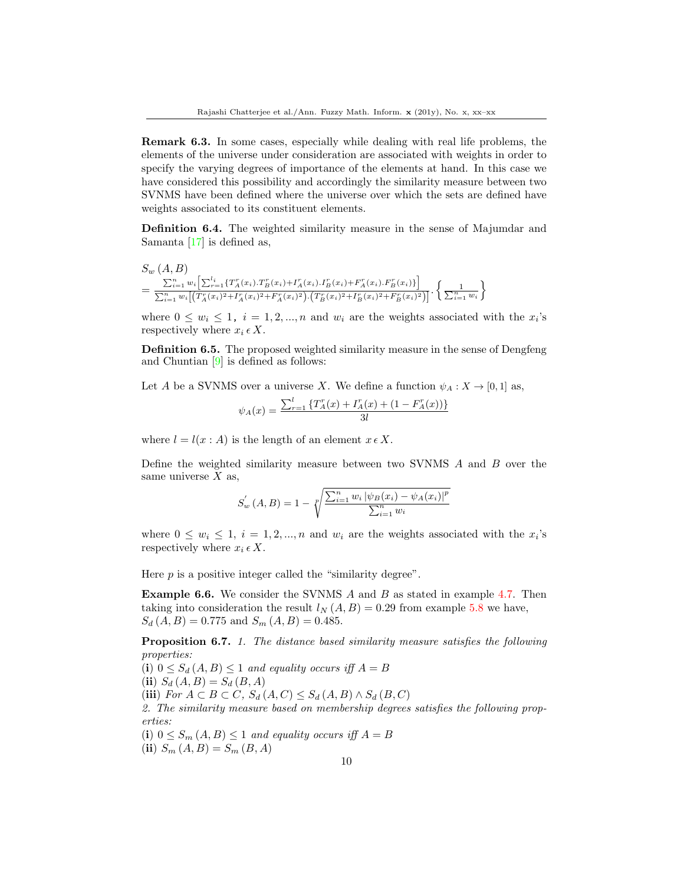**Remark 6.3.** In some cases, especially while dealing with real life problems, the elements of the universe under consideration are associated with weights in order to specify the varying degrees of importance of the elements at hand. In this case we have considered this possibility and accordingly the similarity measure between two SVNMS have been defined where the universe over which the sets are defined have weights associated to its constituent elements.

**Definition 6.4.** The weighted similarity measure in the sense of Majumdar and Samanta [17] is defined as,

$$S_w(A,B) = \frac{\sum_{i=1}^{n} w_i \left[\sum_{r=1}^{l_i} \{T_A^r(x_i).T_B^r(x_i)+I_A^r(x_i).I_B^r(x_i)+F_A^r(x_i).F_B^r(x_i)\}\right]}{\sum_{i=1}^{n} w_i \left[\left(T_A^r(x_i)^2+I_A^r(x_i)^2+F_A^r(x_i)^2\right).\left(T_B^r(x_i)^2+I_B^r(x_i)^2+F_B^r(x_i)^2\right)\right]} . \left\{\frac{1}{\sum_{i=1}^{n} w_i}\right\}$$

where $0 \le w_i \le 1$, $i = 1, 2, ..., n$ and $w_i$ are the weights associated with the $x_i$'s respectively where $x_i \,\epsilon\, X$.

**Definition 6.5.** The proposed weighted similarity measure in the sense of Dengfeng and Chuntian [9] is defined as follows:

Let $A$ be a SVNMS over a universe $X$. We define a function $\psi_A : X \to [0,1]$ as,

$$\psi_A(x) = \frac{\sum_{r=1}^{l} \{T_A^r(x) + I_A^r(x) + (1 - F_A^r(x))\}}{3l}$$

where $l = l(x : A)$ is the length of an element $x \,\epsilon\, X$.

Define the weighted similarity measure between two SVNMS $A$ and $B$ over the same universe $X$ as,

$$S_w^{'}(A,B) = 1 - \sqrt[p]{\frac{\sum_{i=1}^{n} w_i \left|\psi_B(x_i) - \psi_A(x_i)\right|^p}{\sum_{i=1}^{n} w_i}}$$

where $0 \le w_i \le 1$, $i = 1, 2, ..., n$ and $w_i$ are the weights associated with the $x_i$'s respectively where $x_i \,\epsilon\, X$.

Here $p$ is a positive integer called the "similarity degree".

**Example 6.6.** We consider the SVNMS $A$ and $B$ as stated in example 4.7. Then taking into consideration the result $l_N(A,B) = 0.29$ from example 5.8 we have, $S_d(A,B) = 0.775$ and $S_m(A,B) = 0.485$.

**Proposition 6.7.** *1. The distance based similarity measure satisfies the following properties:*

(**i**) $0 \le S_d(A,B) \le 1$ *and equality occurs iff* $A = B$

(**ii**) $S_d(A,B) = S_d(B,A)$

(**iii**) *For* $A \subset B \subset C$, $S_d(A,C) \le S_d(A,B) \wedge S_d(B,C)$

*2. The similarity measure based on membership degrees satisfies the following properties:*

(**i**) $0 \le S_m(A,B) \le 1$ *and equality occurs iff* $A = B$

(**ii**) $S_m(A,B) = S_m(B,A)$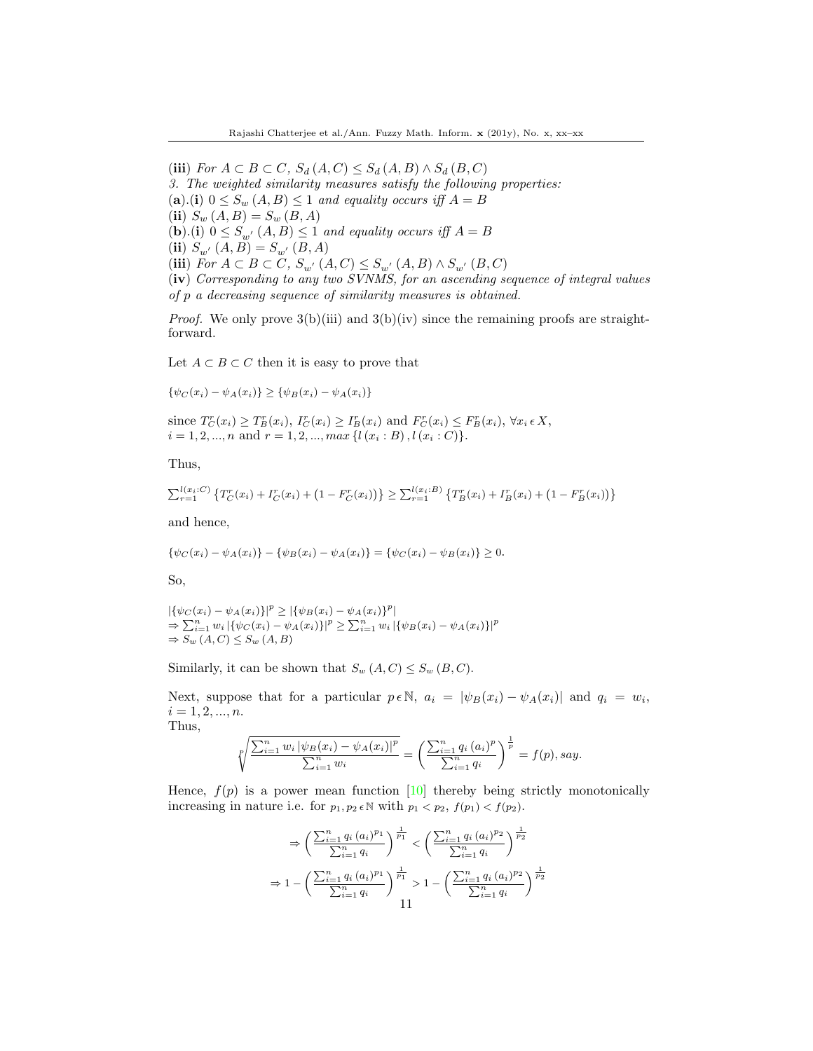(**iii**) *For* $A \subset B \subset C$, $S_d(A,C) \leq S_d(A,B) \wedge S_d(B,C)$

*3. The weighted similarity measures satisfy the following properties:*

(**a**).(**i**) $0 \leq S_w(A,B) \leq 1$ *and equality occurs iff* $A = B$

(**ii**) $S_w(A,B) = S_w(B,A)$

(**b**).(**i**) $0 \leq S_{w'}(A,B) \leq 1$ *and equality occurs iff* $A = B$

(**ii**) $S_{w'}(A,B) = S_{w'}(B,A)$

(**iii**) *For* $A \subset B \subset C$, $S_{w'}(A,C) \leq S_{w'}(A,B) \wedge S_{w'}(B,C)$

(**iv**) *Corresponding to any two SVNMS, for an ascending sequence of integral values of p a decreasing sequence of similarity measures is obtained.*

*Proof.* We only prove 3(b)(iii) and 3(b)(iv) since the remaining proofs are straightforward.

Let $A \subset B \subset C$ then it is easy to prove that

$\{\psi_C(x_i) - \psi_A(x_i)\} \geq \{\psi_B(x_i) - \psi_A(x_i)\}$

since $T_C^r(x_i) \geq T_B^r(x_i)$, $I_C^r(x_i) \geq I_B^r(x_i)$ and $F_C^r(x_i) \leq F_B^r(x_i)$, $\forall x_i \epsilon X$, $i = 1, 2, ..., n$ and $r = 1, 2, ..., max\{l(x_i : B), l(x_i : C)\}$.

Thus,

$\sum_{r=1}^{l(x_i:C)} \{T_C^r(x_i) + I_C^r(x_i) + (1 - F_C^r(x_i))\} \geq \sum_{r=1}^{l(x_i:B)} \{T_B^r(x_i) + I_B^r(x_i) + (1 - F_B^r(x_i))\}$

and hence,

$\{\psi_C(x_i) - \psi_A(x_i)\} - \{\psi_B(x_i) - \psi_A(x_i)\} = \{\psi_C(x_i) - \psi_B(x_i)\} \geq 0.$

So,

$|\{\psi_C(x_i) - \psi_A(x_i)\}|^p \geq |\{\psi_B(x_i) - \psi_A(x_i)\}^p|$
$\Rightarrow \sum_{i=1}^n w_i |\{\psi_C(x_i) - \psi_A(x_i)\}|^p \geq \sum_{i=1}^n w_i |\{\psi_B(x_i) - \psi_A(x_i)\}|^p$
$\Rightarrow S_w(A,C) \leq S_w(A,B)$

Similarly, it can be shown that $S_w(A,C) \leq S_w(B,C)$.

Next, suppose that for a particular $p \, \epsilon \, \mathbb{N}$, $a_i = |\psi_B(x_i) - \psi_A(x_i)|$ and $q_i = w_i$, $i = 1, 2, ..., n$.
Thus,

$$\sqrt[p]{\frac{\sum_{i=1}^n w_i |\psi_B(x_i) - \psi_A(x_i)|^p}{\sum_{i=1}^n w_i}} = \left(\frac{\sum_{i=1}^n q_i (a_i)^p}{\sum_{i=1}^n q_i}\right)^{\frac{1}{p}} = f(p), say.$$

Hence, $f(p)$ is a power mean function [10] thereby being strictly monotonically increasing in nature i.e. for $p_1, p_2 \, \epsilon \, \mathbb{N}$ with $p_1 < p_2$, $f(p_1) < f(p_2)$.

$$\Rightarrow \left(\frac{\sum_{i=1}^n q_i (a_i)^{p_1}}{\sum_{i=1}^n q_i}\right)^{\frac{1}{p_1}} < \left(\frac{\sum_{i=1}^n q_i (a_i)^{p_2}}{\sum_{i=1}^n q_i}\right)^{\frac{1}{p_2}}$$

$$\Rightarrow 1 - \left(\frac{\sum_{i=1}^n q_i (a_i)^{p_1}}{\sum_{i=1}^n q_i}\right)^{\frac{1}{p_1}} > 1 - \left(\frac{\sum_{i=1}^n q_i (a_i)^{p_2}}{\sum_{i=1}^n q_i}\right)^{\frac{1}{p_2}}$$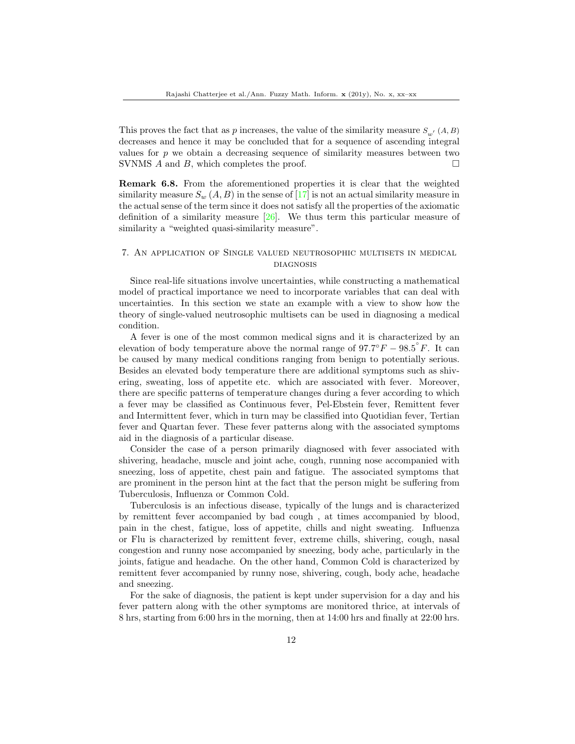This proves the fact that as $p$ increases, the value of the similarity measure $S_{w'}(A, B)$ decreases and hence it may be concluded that for a sequence of ascending integral values for $p$ we obtain a decreasing sequence of similarity measures between two SVNMS $A$ and $B$, which completes the proof. □

**Remark 6.8.** From the aforementioned properties it is clear that the weighted similarity measure $S_w(A, B)$ in the sense of [17] is not an actual similarity measure in the actual sense of the term since it does not satisfy all the properties of the axiomatic definition of a similarity measure [26]. We thus term this particular measure of similarity a "weighted quasi-similarity measure".

## 7. An application of Single valued neutrosophic multisets in medical diagnosis

Since real-life situations involve uncertainties, while constructing a mathematical model of practical importance we need to incorporate variables that can deal with uncertainties. In this section we state an example with a view to show how the theory of single-valued neutrosophic multisets can be used in diagnosing a medical condition.

A fever is one of the most common medical signs and it is characterized by an elevation of body temperature above the normal range of $97.7^{\circ}F - 98.5^{\circ}F$. It can be caused by many medical conditions ranging from benign to potentially serious. Besides an elevated body temperature there are additional symptoms such as shivering, sweating, loss of appetite etc. which are associated with fever. Moreover, there are specific patterns of temperature changes during a fever according to which a fever may be classified as Continuous fever, Pel-Ebstein fever, Remittent fever and Intermittent fever, which in turn may be classified into Quotidian fever, Tertian fever and Quartan fever. These fever patterns along with the associated symptoms aid in the diagnosis of a particular disease.

Consider the case of a person primarily diagnosed with fever associated with shivering, headache, muscle and joint ache, cough, running nose accompanied with sneezing, loss of appetite, chest pain and fatigue. The associated symptoms that are prominent in the person hint at the fact that the person might be suffering from Tuberculosis, Influenza or Common Cold.

Tuberculosis is an infectious disease, typically of the lungs and is characterized by remittent fever accompanied by bad cough , at times accompanied by blood, pain in the chest, fatigue, loss of appetite, chills and night sweating. Influenza or Flu is characterized by remittent fever, extreme chills, shivering, cough, nasal congestion and runny nose accompanied by sneezing, body ache, particularly in the joints, fatigue and headache. On the other hand, Common Cold is characterized by remittent fever accompanied by runny nose, shivering, cough, body ache, headache and sneezing.

For the sake of diagnosis, the patient is kept under supervision for a day and his fever pattern along with the other symptoms are monitored thrice, at intervals of 8 hrs, starting from 6:00 hrs in the morning, then at 14:00 hrs and finally at 22:00 hrs.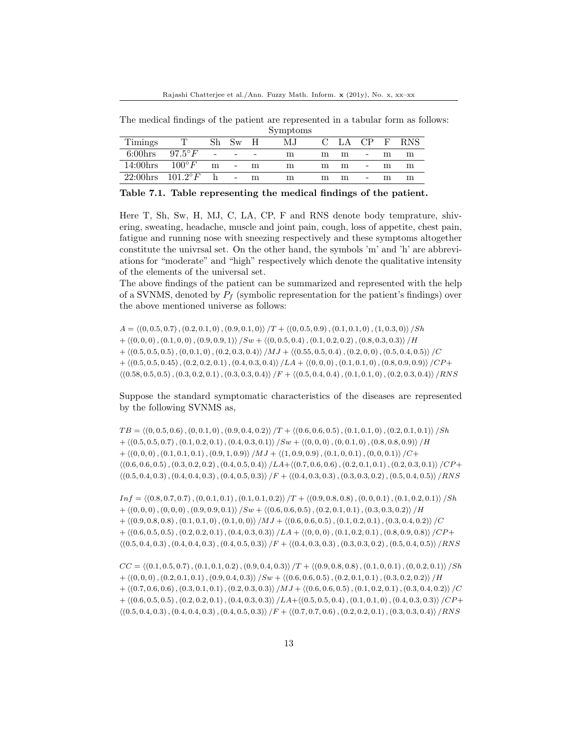The medical findings of the patient are represented in a tabular form as follows:

| | | Symptoms | | | | | | | | |
|---|---|---|---|---|---|---|---|---|---|---|
| Timings | T | Sh | Sw | H | MJ | C | LA | CP | F | RNS |
| 6:00hrs | $97.5^{\circ}F$ | - | - | - | m | m | m | - | m | m |
| 14:00hrs | $100^{\circ}F$ | m | - | m | m | m | m | - | m | m |
| 22:00hrs | $101.2^{\circ}F$ | h | - | m | m | m | m | - | m | m |

**Table 7.1. Table representing the medical findings of the patient.**

Here T, Sh, Sw, H, MJ, C, LA, CP, F and RNS denote body temprature, shivering, sweating, headache, muscle and joint pain, cough, loss of appetite, chest pain, fatigue and running nose with sneezing respectively and these symptoms altogether constitute the univrsal set. On the other hand, the symbols 'm' and 'h' are abbreviations for "moderate" and "high" respectively which denote the qualitative intensity of the elements of the universal set.

The above findings of the patient can be summarized and represented with the help of a SVNMS, denoted by $P_f$ (symbolic representation for the patient's findings) over the above mentioned universe as follows:

$$A = \langle (0, 0.5, 0.7), (0.2, 0.1, 0), (0.9, 0.1, 0) \rangle /T + \langle (0, 0.5, 0.9), (0.1, 0.1, 0), (1, 0.3, 0) \rangle /Sh$$
$$+ \langle (0, 0, 0), (0.1, 0, 0), (0.9, 0.9, 1) \rangle /Sw + \langle (0, 0.5, 0.4), (0.1, 0.2, 0.2), (0.8, 0.3, 0.3) \rangle /H$$
$$+ \langle (0.5, 0.5, 0.5), (0, 0.1, 0), (0.2, 0.3, 0.4) \rangle /MJ + \langle (0.55, 0.5, 0.4), (0.2, 0, 0), (0.5, 0.4, 0.5) \rangle /C$$
$$+ \langle (0.5, 0.5, 0.45), (0.2, 0.2, 0.1), (0.4, 0.3, 0.4) \rangle /LA + \langle (0, 0, 0), (0.1, 0.1, 0), (0.8, 0.9, 0.9) \rangle /CP+$$
$$\langle (0.58, 0.5, 0.5), (0.3, 0.2, 0.1), (0.3, 0.3, 0.4) \rangle /F + \langle (0.5, 0.4, 0.4), (0.1, 0.1, 0), (0.2, 0.3, 0.4) \rangle /RNS$$

Suppose the standard symptomatic characteristics of the diseases are represented by the following SVNMS as,

$$TB = \langle (0, 0.5, 0.6), (0, 0.1, 0), (0.9, 0.4, 0.2) \rangle /T + \langle (0.6, 0.6, 0.5), (0.1, 0.1, 0), (0.2, 0.1, 0.1) \rangle /Sh$$
$$+ \langle (0.5, 0.5, 0.7), (0.1, 0.2, 0.1), (0.4, 0.3, 0.1) \rangle /Sw + \langle (0, 0, 0), (0, 0.1, 0), (0.8, 0.8, 0.9) \rangle /H$$
$$+ \langle (0, 0, 0), (0.1, 0.1, 0.1), (0.9, 1, 0.9) \rangle /MJ + \langle (1, 0.9, 0.9), (0.1, 0, 0.1), (0, 0, 0.1) \rangle /C+$$
$$\langle (0.6, 0.6, 0.5), (0.3, 0.2, 0.2), (0.4, 0.5, 0.4) \rangle /LA + \langle (0.7, 0.6, 0.6), (0.2, 0.1, 0.1), (0.2, 0.3, 0.1) \rangle /CP+$$
$$\langle (0.5, 0.4, 0.3), (0.4, 0.4, 0.3), (0.4, 0.5, 0.3) \rangle /F + \langle (0.4, 0.3, 0.3), (0.3, 0.3, 0.2), (0.5, 0.4, 0.5) \rangle /RNS$$

$$Inf = \langle (0.8, 0.7, 0.7), (0, 0.1, 0.1), (0.1, 0.1, 0.2) \rangle /T + \langle (0.9, 0.8, 0.8), (0, 0, 0.1), (0.1, 0.2, 0.1) \rangle /Sh$$
$$+ \langle (0, 0, 0), (0, 0, 0), (0.9, 0.9, 0.1) \rangle /Sw + \langle (0.6, 0.6, 0.5), (0.2, 0.1, 0.1), (0.3, 0.3, 0.2) \rangle /H$$
$$+ \langle (0.9, 0.8, 0.8), (0.1, 0.1, 0), (0.1, 0, 0) \rangle /MJ + \langle (0.6, 0.6, 0.5), (0.1, 0.2, 0.1), (0.3, 0.4, 0.2) \rangle /C$$
$$+ \langle (0.6, 0.5, 0.5), (0.2, 0.2, 0.1), (0.4, 0.3, 0.3) \rangle /LA + \langle (0, 0, 0), (0.1, 0.2, 0.1), (0.8, 0.9, 0.8) \rangle /CP+$$
$$\langle (0.5, 0.4, 0.3), (0.4, 0.4, 0.3), (0.4, 0.5, 0.3) \rangle /F + \langle (0.4, 0.3, 0.3), (0.3, 0.3, 0.2), (0.5, 0.4, 0.5) \rangle /RNS$$

$$CC = \langle (0.1, 0.5, 0.7), (0.1, 0.1, 0.2), (0.9, 0.4, 0.3) \rangle /T + \langle (0.9, 0.8, 0.8), (0.1, 0, 0.1), (0, 0.2, 0.1) \rangle /Sh$$
$$+ \langle (0, 0, 0), (0.2, 0.1, 0.1), (0.9, 0.4, 0.3) \rangle /Sw + \langle (0.6, 0.6, 0.5), (0.2, 0.1, 0.1), (0.3, 0.2, 0.2) \rangle /H$$
$$+ \langle (0.7, 0.6, 0.6), (0.3, 0.1, 0.1), (0.2, 0.3, 0.3) \rangle /MJ + \langle (0.6, 0.6, 0.5), (0.1, 0.2, 0.1), (0.3, 0.4, 0.2) \rangle /C$$
$$+ \langle (0.6, 0.5, 0.5), (0.2, 0.2, 0.1), (0.4, 0.3, 0.3) \rangle /LA + \langle (0.5, 0.5, 0.4), (0.1, 0.1, 0), (0.4, 0.3, 0.3) \rangle /CP+$$
$$\langle (0.5, 0.4, 0.3), (0.4, 0.4, 0.3), (0.4, 0.5, 0.3) \rangle /F + \langle (0.7, 0.7, 0.6), (0.2, 0.2, 0.1), (0.3, 0.3, 0.4) \rangle /RNS$$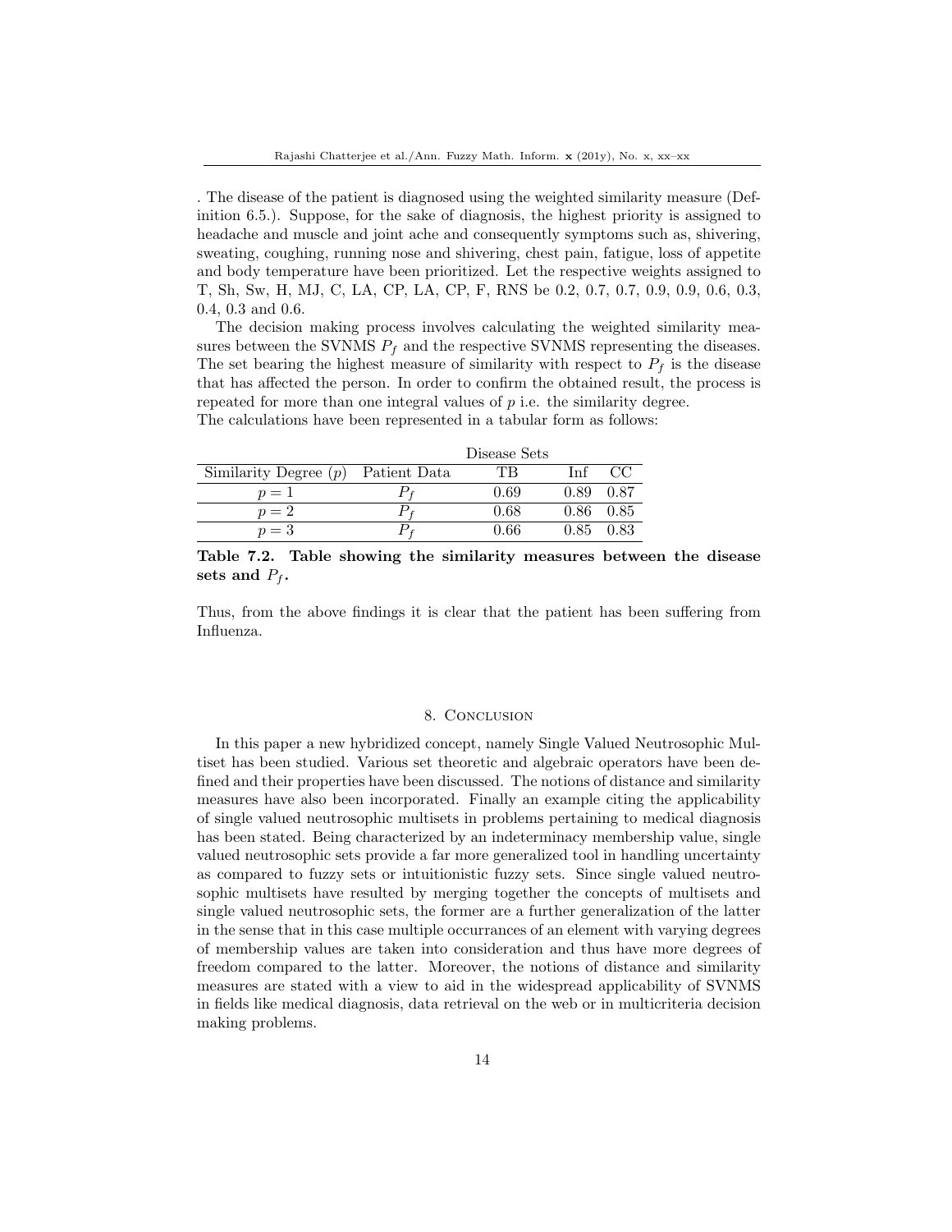. The disease of the patient is diagnosed using the weighted similarity measure (Definition 6.5.). Suppose, for the sake of diagnosis, the highest priority is assigned to headache and muscle and joint ache and consequently symptoms such as, shivering, sweating, coughing, running nose and shivering, chest pain, fatigue, loss of appetite and body temperature have been prioritized. Let the respective weights assigned to T, Sh, Sw, H, MJ, C, LA, CP, LA, CP, F, RNS be 0.2, 0.7, 0.7, 0.9, 0.9, 0.6, 0.3, 0.4, 0.3 and 0.6.

The decision making process involves calculating the weighted similarity measures between the SVNMS $P_f$ and the respective SVNMS representing the diseases. The set bearing the highest measure of similarity with respect to $P_f$ is the disease that has affected the person. In order to confirm the obtained result, the process is repeated for more than one integral values of $p$ i.e. the similarity degree.
The calculations have been represented in a tabular form as follows:

| | | Disease Sets | | |
|---|---|---|---|---|
| Similarity Degree ($p$) | Patient Data | TB | Inf | CC |
| $p = 1$ | $P_f$ | 0.69 | 0.89 | 0.87 |
| $p = 2$ | $P_f$ | 0.68 | 0.86 | 0.85 |
| $p = 3$ | $P_f$ | 0.66 | 0.85 | 0.83 |

**Table 7.2. Table showing the similarity measures between the disease sets and $P_f$.**

Thus, from the above findings it is clear that the patient has been suffering from Influenza.

## 8. Conclusion

In this paper a new hybridized concept, namely Single Valued Neutrosophic Multiset has been studied. Various set theoretic and algebraic operators have been defined and their properties have been discussed. The notions of distance and similarity measures have also been incorporated. Finally an example citing the applicability of single valued neutrosophic multisets in problems pertaining to medical diagnosis has been stated. Being characterized by an indeterminacy membership value, single valued neutrosophic sets provide a far more generalized tool in handling uncertainty as compared to fuzzy sets or intuitionistic fuzzy sets. Since single valued neutrosophic multisets have resulted by merging together the concepts of multisets and single valued neutrosophic sets, the former are a further generalization of the latter in the sense that in this case multiple occurrances of an element with varying degrees of membership values are taken into consideration and thus have more degrees of freedom compared to the latter. Moreover, the notions of distance and similarity measures are stated with a view to aid in the widespread applicability of SVNMS in fields like medical diagnosis, data retrieval on the web or in multicriteria decision making problems.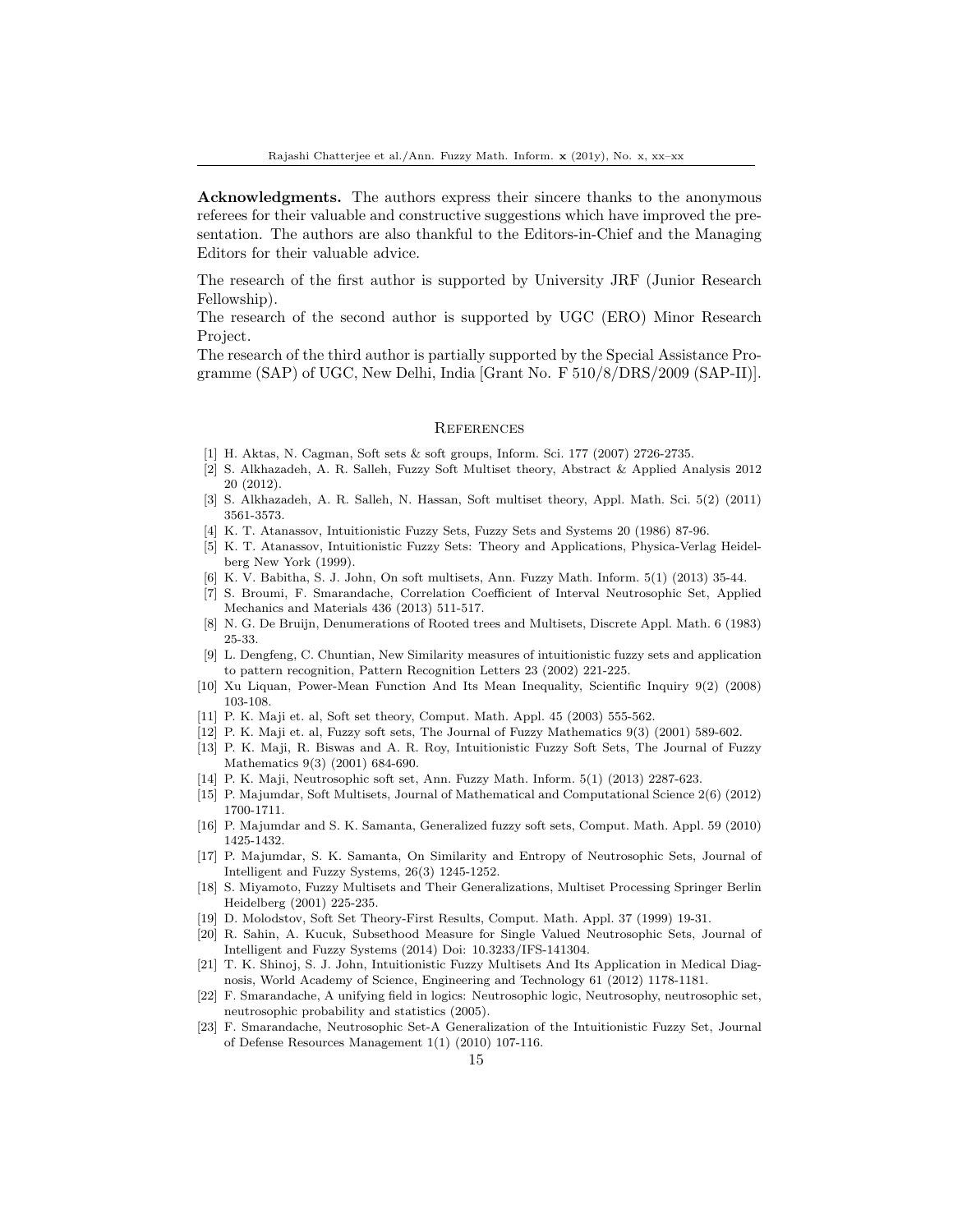**Acknowledgments.** The authors express their sincere thanks to the anonymous referees for their valuable and constructive suggestions which have improved the presentation. The authors are also thankful to the Editors-in-Chief and the Managing Editors for their valuable advice.

The research of the first author is supported by University JRF (Junior Research Fellowship).

The research of the second author is supported by UGC (ERO) Minor Research Project.

The research of the third author is partially supported by the Special Assistance Programme (SAP) of UGC, New Delhi, India [Grant No. F 510/8/DRS/2009 (SAP-II)].

## References

[1] H. Aktas, N. Cagman, Soft sets & soft groups, Inform. Sci. 177 (2007) 2726-2735.

[2] S. Alkhazadeh, A. R. Salleh, Fuzzy Soft Multiset theory, Abstract & Applied Analysis 2012 20 (2012).

[3] S. Alkhazadeh, A. R. Salleh, N. Hassan, Soft multiset theory, Appl. Math. Sci. 5(2) (2011) 3561-3573.

[4] K. T. Atanassov, Intuitionistic Fuzzy Sets, Fuzzy Sets and Systems 20 (1986) 87-96.

[5] K. T. Atanassov, Intuitionistic Fuzzy Sets: Theory and Applications, Physica-Verlag Heidelberg New York (1999).

[6] K. V. Babitha, S. J. John, On soft multisets, Ann. Fuzzy Math. Inform. 5(1) (2013) 35-44.

[7] S. Broumi, F. Smarandache, Correlation Coefficient of Interval Neutrosophic Set, Applied Mechanics and Materials 436 (2013) 511-517.

[8] N. G. De Bruijn, Denumerations of Rooted trees and Multisets, Discrete Appl. Math. 6 (1983) 25-33.

[9] L. Dengfeng, C. Chuntian, New Similarity measures of intuitionistic fuzzy sets and application to pattern recognition, Pattern Recognition Letters 23 (2002) 221-225.

[10] Xu Liquan, Power-Mean Function And Its Mean Inequality, Scientific Inquiry 9(2) (2008) 103-108.

[11] P. K. Maji et. al, Soft set theory, Comput. Math. Appl. 45 (2003) 555-562.

[12] P. K. Maji et. al, Fuzzy soft sets, The Journal of Fuzzy Mathematics 9(3) (2001) 589-602.

[13] P. K. Maji, R. Biswas and A. R. Roy, Intuitionistic Fuzzy Soft Sets, The Journal of Fuzzy Mathematics 9(3) (2001) 684-690.

[14] P. K. Maji, Neutrosophic soft set, Ann. Fuzzy Math. Inform. 5(1) (2013) 2287-623.

[15] P. Majumdar, Soft Multisets, Journal of Mathematical and Computational Science 2(6) (2012) 1700-1711.

[16] P. Majumdar and S. K. Samanta, Generalized fuzzy soft sets, Comput. Math. Appl. 59 (2010) 1425-1432.

[17] P. Majumdar, S. K. Samanta, On Similarity and Entropy of Neutrosophic Sets, Journal of Intelligent and Fuzzy Systems, 26(3) 1245-1252.

[18] S. Miyamoto, Fuzzy Multisets and Their Generalizations, Multiset Processing Springer Berlin Heidelberg (2001) 225-235.

[19] D. Molodstov, Soft Set Theory-First Results, Comput. Math. Appl. 37 (1999) 19-31.

[20] R. Sahin, A. Kucuk, Subsethood Measure for Single Valued Neutrosophic Sets, Journal of Intelligent and Fuzzy Systems (2014) Doi: 10.3233/IFS-141304.

[21] T. K. Shinoj, S. J. John, Intuitionistic Fuzzy Multisets And Its Application in Medical Diagnosis, World Academy of Science, Engineering and Technology 61 (2012) 1178-1181.

[22] F. Smarandache, A unifying field in logics: Neutrosophic logic, Neutrosophy, neutrosophic set, neutrosophic probability and statistics (2005).

[23] F. Smarandache, Neutrosophic Set-A Generalization of the Intuitionistic Fuzzy Set, Journal of Defense Resources Management 1(1) (2010) 107-116.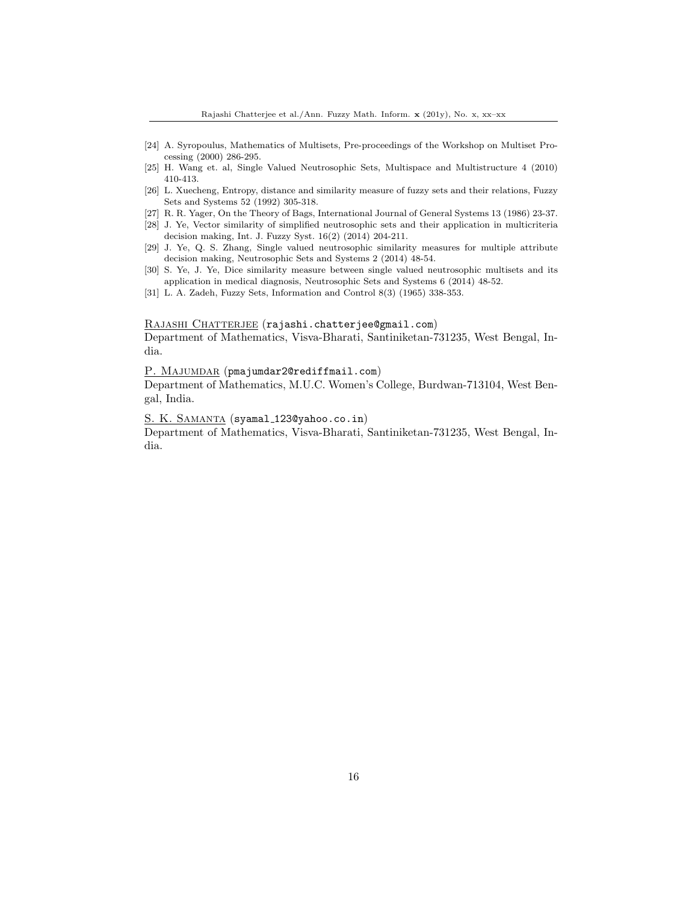[24] A. Syropoulus, Mathematics of Multisets, Pre-proceedings of the Workshop on Multiset Processing (2000) 286-295.

[25] H. Wang et. al, Single Valued Neutrosophic Sets, Multispace and Multistructure 4 (2010) 410-413.

[26] L. Xuecheng, Entropy, distance and similarity measure of fuzzy sets and their relations, Fuzzy Sets and Systems 52 (1992) 305-318.

[27] R. R. Yager, On the Theory of Bags, International Journal of General Systems 13 (1986) 23-37.

[28] J. Ye, Vector similarity of simplified neutrosophic sets and their application in multicriteria decision making, Int. J. Fuzzy Syst. 16(2) (2014) 204-211.

[29] J. Ye, Q. S. Zhang, Single valued neutrosophic similarity measures for multiple attribute decision making, Neutrosophic Sets and Systems 2 (2014) 48-54.

[30] S. Ye, J. Ye, Dice similarity measure between single valued neutrosophic multisets and its application in medical diagnosis, Neutrosophic Sets and Systems 6 (2014) 48-52.

[31] L. A. Zadeh, Fuzzy Sets, Information and Control 8(3) (1965) 338-353.

Rajashi Chatterjee (rajashi.chatterjee@gmail.com)
Department of Mathematics, Visva-Bharati, Santiniketan-731235, West Bengal, India.

P. Majumdar (pmajumdar2@rediffmail.com)
Department of Mathematics, M.U.C. Women's College, Burdwan-713104, West Bengal, India.

S. K. Samanta (syamal_123@yahoo.co.in)
Department of Mathematics, Visva-Bharati, Santiniketan-731235, West Bengal, India.